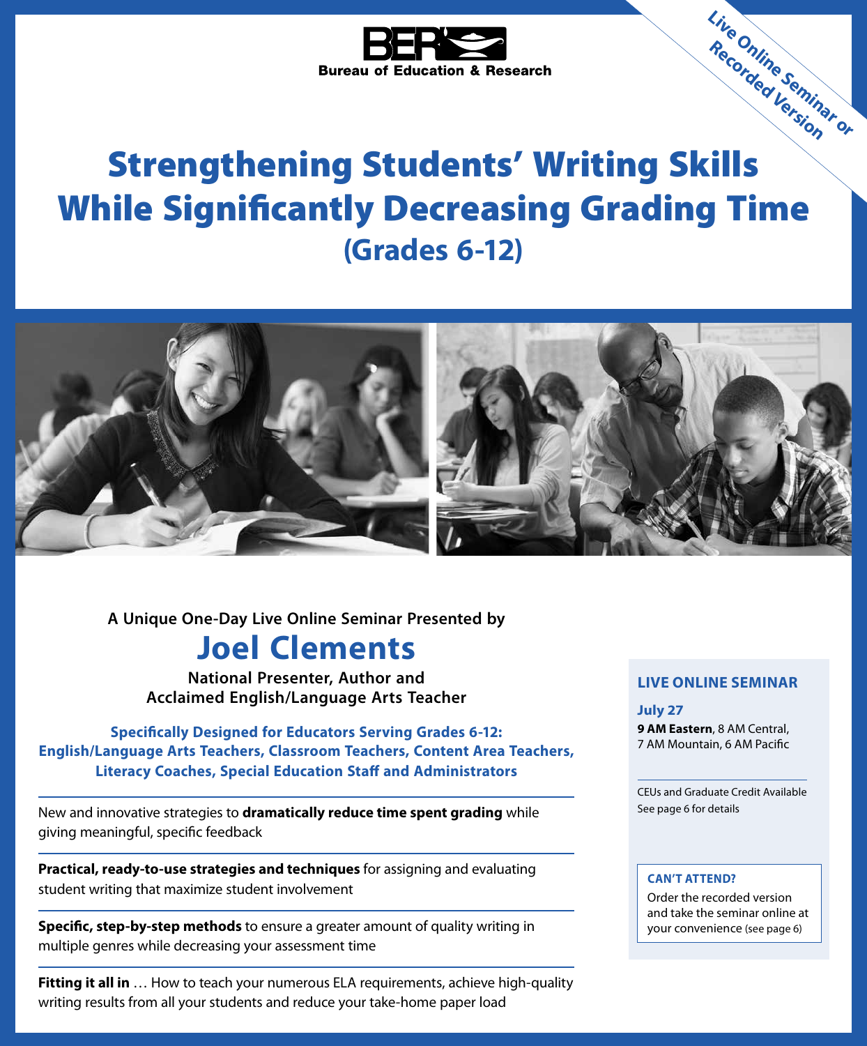BER
Bureau of Education & Research

Live Online Seminar or Recorded Version

# Strengthening Students' Writing Skills While Significantly Decreasing Grading Time

## (Grades 6-12)

**A Unique One-Day Live Online Seminar Presented by**

## Joel Clements

**National Presenter, Author and Acclaimed English/Language Arts Teacher**

**Specifically Designed for Educators Serving Grades 6-12: English/Language Arts Teachers, Classroom Teachers, Content Area Teachers, Literacy Coaches, Special Education Staff and Administrators**

---

New and innovative strategies to **dramatically reduce time spent grading** while giving meaningful, specific feedback

---

**Practical, ready-to-use strategies and techniques** for assigning and evaluating student writing that maximize student involvement

---

**Specific, step-by-step methods** to ensure a greater amount of quality writing in multiple genres while decreasing your assessment time

---

**Fitting it all in** … How to teach your numerous ELA requirements, achieve high-quality writing results from all your students and reduce your take-home paper load

---

### LIVE ONLINE SEMINAR

**July 27**
**9 AM Eastern**, 8 AM Central, 7 AM Mountain, 6 AM Pacific

CEUs and Graduate Credit Available
See page 6 for details

**CAN'T ATTEND?**
Order the recorded version and take the seminar online at your convenience (see page 6)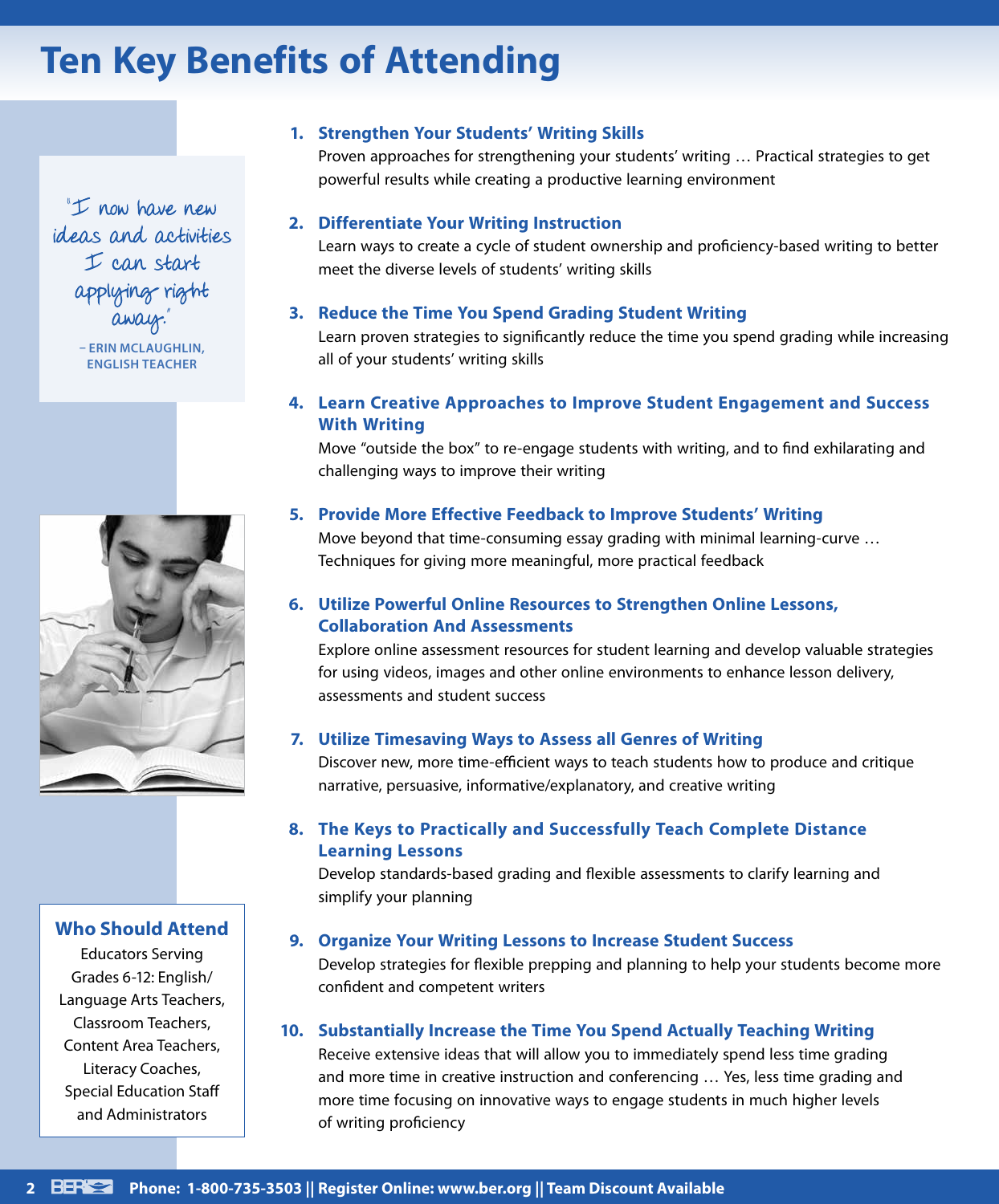# Ten Key Benefits of Attending

"I now have new ideas and activities I can start applying right away."

– ERIN MCLAUGHLIN, ENGLISH TEACHER

1. **Strengthen Your Students' Writing Skills**
   Proven approaches for strengthening your students' writing … Practical strategies to get powerful results while creating a productive learning environment

2. **Differentiate Your Writing Instruction**
   Learn ways to create a cycle of student ownership and proficiency-based writing to better meet the diverse levels of students' writing skills

3. **Reduce the Time You Spend Grading Student Writing**
   Learn proven strategies to significantly reduce the time you spend grading while increasing all of your students' writing skills

4. **Learn Creative Approaches to Improve Student Engagement and Success With Writing**
   Move "outside the box" to re-engage students with writing, and to find exhilarating and challenging ways to improve their writing

5. **Provide More Effective Feedback to Improve Students' Writing**
   Move beyond that time-consuming essay grading with minimal learning-curve … Techniques for giving more meaningful, more practical feedback

6. **Utilize Powerful Online Resources to Strengthen Online Lessons, Collaboration And Assessments**
   Explore online assessment resources for student learning and develop valuable strategies for using videos, images and other online environments to enhance lesson delivery, assessments and student success

7. **Utilize Timesaving Ways to Assess all Genres of Writing**
   Discover new, more time-efficient ways to teach students how to produce and critique narrative, persuasive, informative/explanatory, and creative writing

8. **The Keys to Practically and Successfully Teach Complete Distance Learning Lessons**
   Develop standards-based grading and flexible assessments to clarify learning and simplify your planning

9. **Organize Your Writing Lessons to Increase Student Success**
   Develop strategies for flexible prepping and planning to help your students become more confident and competent writers

10. **Substantially Increase the Time You Spend Actually Teaching Writing**
    Receive extensive ideas that will allow you to immediately spend less time grading and more time in creative instruction and conferencing … Yes, less time grading and more time focusing on innovative ways to engage students in much higher levels of writing proficiency

## Who Should Attend

Educators Serving Grades 6-12: English/Language Arts Teachers, Classroom Teachers, Content Area Teachers, Literacy Coaches, Special Education Staff and Administrators

**Phone: 1-800-735-3503 || Register Online: www.ber.org || Team Discount Available**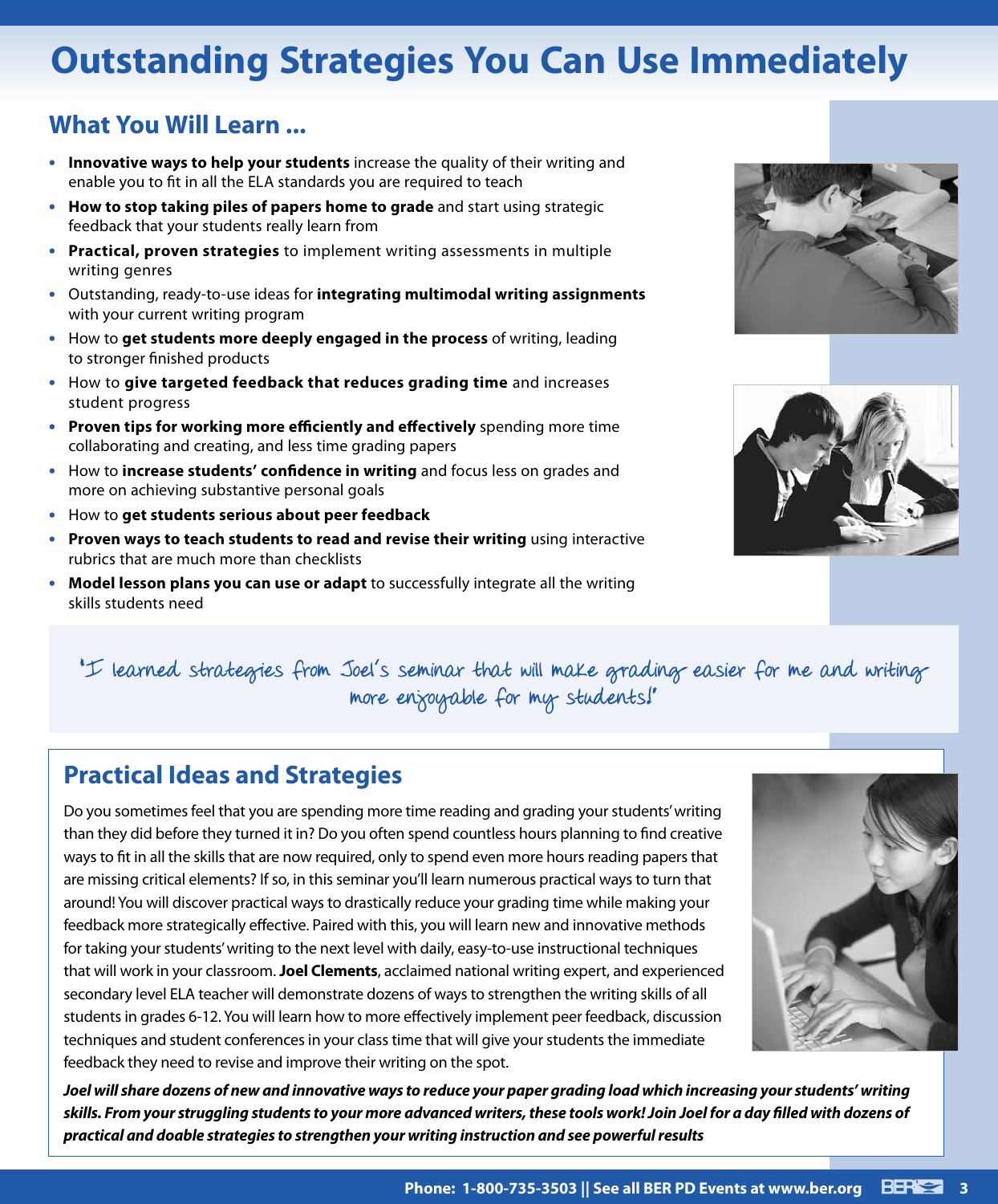# Outstanding Strategies You Can Use Immediately

## What You Will Learn ...

- **Innovative ways to help your students** increase the quality of their writing and enable you to fit in all the ELA standards you are required to teach
- **How to stop taking piles of papers home to grade** and start using strategic feedback that your students really learn from
- **Practical, proven strategies** to implement writing assessments in multiple writing genres
- Outstanding, ready-to-use ideas for **integrating multimodal writing assignments** with your current writing program
- How to **get students more deeply engaged in the process** of writing, leading to stronger finished products
- How to **give targeted feedback that reduces grading time** and increases student progress
- **Proven tips for working more efficiently and effectively** spending more time collaborating and creating, and less time grading papers
- How to **increase students' confidence in writing** and focus less on grades and more on achieving substantive personal goals
- How to **get students serious about peer feedback**
- **Proven ways to teach students to read and revise their writing** using interactive rubrics that are much more than checklists
- **Model lesson plans you can use or adapt** to successfully integrate all the writing skills students need

"I learned strategies from Joel's seminar that will make grading easier for me and writing more enjoyable for my students!"

## Practical Ideas and Strategies

Do you sometimes feel that you are spending more time reading and grading your students' writing than they did before they turned it in? Do you often spend countless hours planning to find creative ways to fit in all the skills that are now required, only to spend even more hours reading papers that are missing critical elements? If so, in this seminar you'll learn numerous practical ways to turn that around! You will discover practical ways to drastically reduce your grading time while making your feedback more strategically effective. Paired with this, you will learn new and innovative methods for taking your students' writing to the next level with daily, easy-to-use instructional techniques that will work in your classroom. **Joel Clements**, acclaimed national writing expert, and experienced secondary level ELA teacher will demonstrate dozens of ways to strengthen the writing skills of all students in grades 6-12. You will learn how to more effectively implement peer feedback, discussion techniques and student conferences in your class time that will give your students the immediate feedback they need to revise and improve their writing on the spot.

***Joel will share dozens of new and innovative ways to reduce your paper grading load which increasing your students' writing skills. From your struggling students to your more advanced writers, these tools work! Join Joel for a day filled with dozens of practical and doable strategies to strengthen your writing instruction and see powerful results***

**Phone: 1-800-735-3503 || See all BER PD Events at www.ber.org**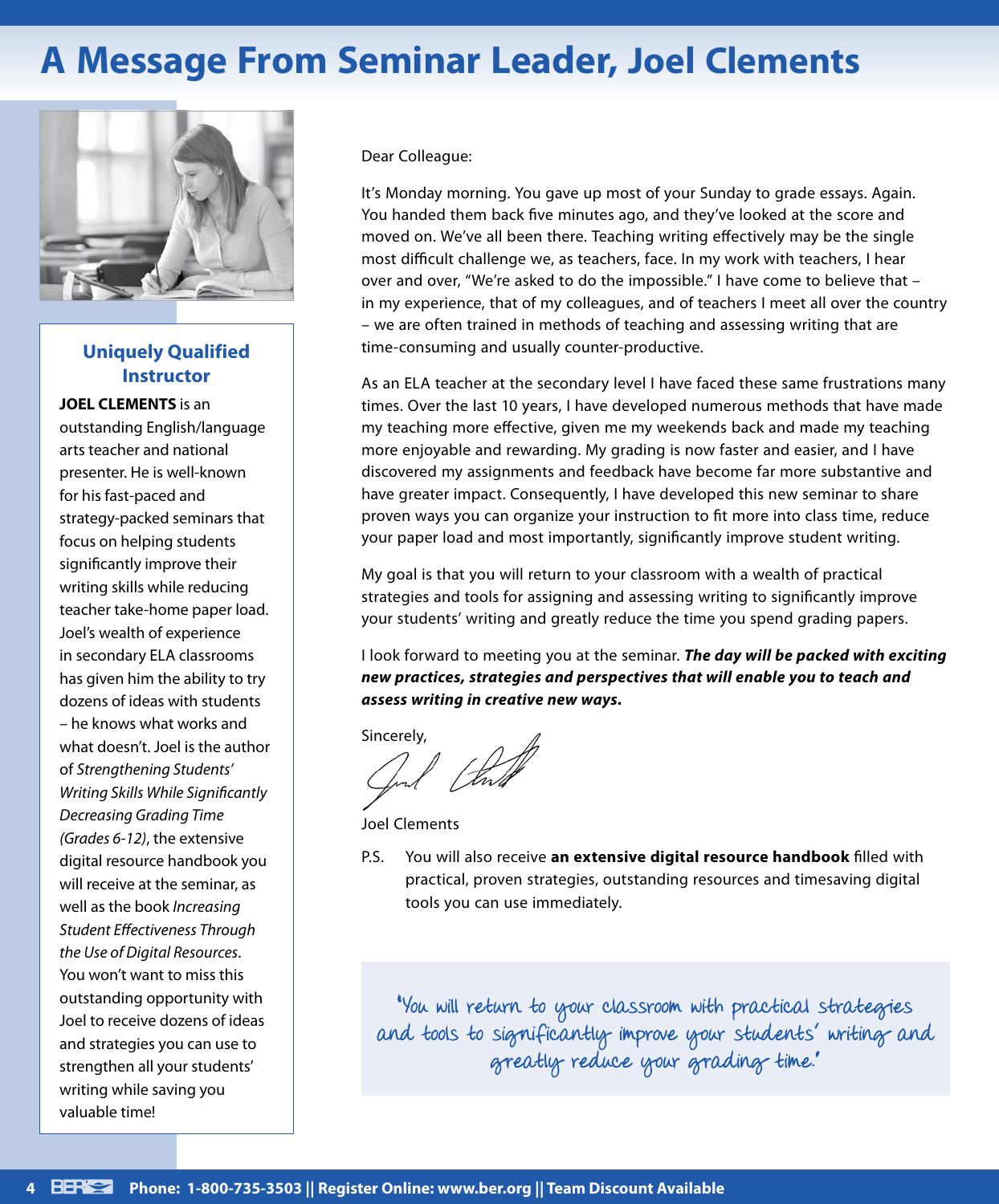# A Message From Seminar Leader, Joel Clements

### Uniquely Qualified Instructor

**JOEL CLEMENTS** is an outstanding English/language arts teacher and national presenter. He is well-known for his fast-paced and strategy-packed seminars that focus on helping students significantly improve their writing skills while reducing teacher take-home paper load. Joel's wealth of experience in secondary ELA classrooms has given him the ability to try dozens of ideas with students – he knows what works and what doesn't. Joel is the author of *Strengthening Students' Writing Skills While Significantly Decreasing Grading Time (Grades 6-12)*, the extensive digital resource handbook you will receive at the seminar, as well as the book *Increasing Student Effectiveness Through the Use of Digital Resources*. You won't want to miss this outstanding opportunity with Joel to receive dozens of ideas and strategies you can use to strengthen all your students' writing while saving you valuable time!

Dear Colleague:

It's Monday morning. You gave up most of your Sunday to grade essays. Again. You handed them back five minutes ago, and they've looked at the score and moved on. We've all been there. Teaching writing effectively may be the single most difficult challenge we, as teachers, face. In my work with teachers, I hear over and over, "We're asked to do the impossible." I have come to believe that – in my experience, that of my colleagues, and of teachers I meet all over the country – we are often trained in methods of teaching and assessing writing that are time-consuming and usually counter-productive.

As an ELA teacher at the secondary level I have faced these same frustrations many times. Over the last 10 years, I have developed numerous methods that have made my teaching more effective, given me my weekends back and made my teaching more enjoyable and rewarding. My grading is now faster and easier, and I have discovered my assignments and feedback have become far more substantive and have greater impact. Consequently, I have developed this new seminar to share proven ways you can organize your instruction to fit more into class time, reduce your paper load and most importantly, significantly improve student writing.

My goal is that you will return to your classroom with a wealth of practical strategies and tools for assigning and assessing writing to significantly improve your students' writing and greatly reduce the time you spend grading papers.

I look forward to meeting you at the seminar. ***The day will be packed with exciting new practices, strategies and perspectives that will enable you to teach and assess writing in creative new ways.***

Sincerely,

Joel Clements

P.S. You will also receive **an extensive digital resource handbook** filled with practical, proven strategies, outstanding resources and timesaving digital tools you can use immediately.

"You will return to your classroom with practical strategies and tools to significantly improve your students' writing and greatly reduce your grading time."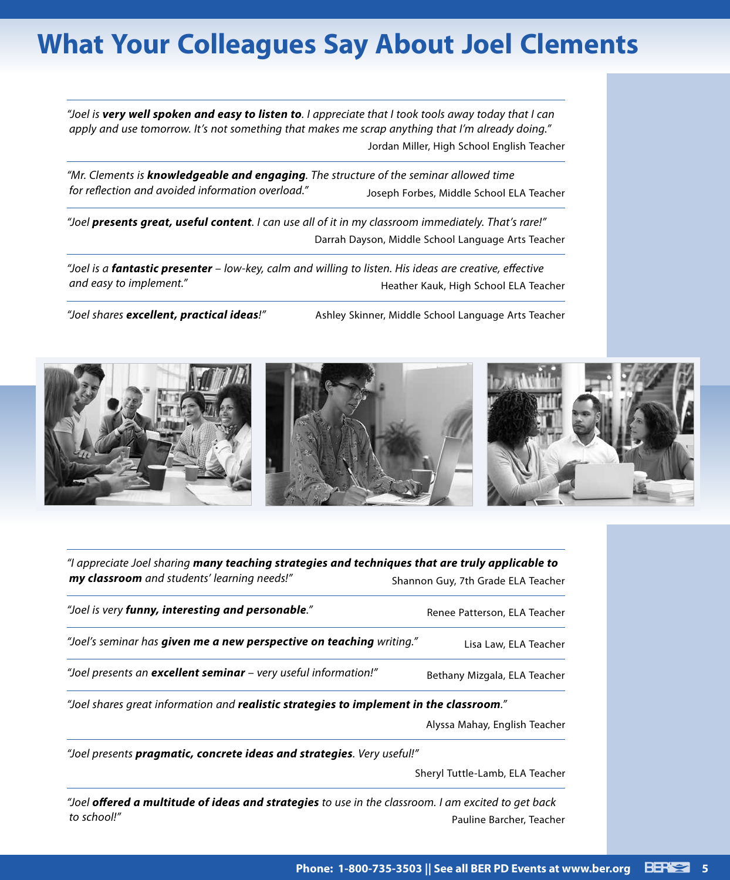# What Your Colleagues Say About Joel Clements

*"Joel is* ***very well spoken and easy to listen to****. I appreciate that I took tools away today that I can apply and use tomorrow. It's not something that makes me scrap anything that I'm already doing."*

Jordan Miller, High School English Teacher

---

*"Mr. Clements is* ***knowledgeable and engaging****. The structure of the seminar allowed time for reflection and avoided information overload."*

Joseph Forbes, Middle School ELA Teacher

---

*"Joel* ***presents great, useful content****. I can use all of it in my classroom immediately. That's rare!"*

Darrah Dayson, Middle School Language Arts Teacher

---

*"Joel is a* ***fantastic presenter*** *– low-key, calm and willing to listen. His ideas are creative, effective and easy to implement."*

Heather Kauk, High School ELA Teacher

---

*"Joel shares* ***excellent, practical ideas****!"*

Ashley Skinner, Middle School Language Arts Teacher

---

*"I appreciate Joel sharing* ***many teaching strategies and techniques that are truly applicable to my classroom*** *and students' learning needs!"*

Shannon Guy, 7th Grade ELA Teacher

---

*"Joel is very* ***funny, interesting and personable****."*

Renee Patterson, ELA Teacher

---

*"Joel's seminar has* ***given me a new perspective on teaching*** *writing."*

Lisa Law, ELA Teacher

---

*"Joel presents an* ***excellent seminar*** *– very useful information!"*

Bethany Mizgala, ELA Teacher

---

*"Joel shares great information and* ***realistic strategies to implement in the classroom****."*

Alyssa Mahay, English Teacher

---

*"Joel presents* ***pragmatic, concrete ideas and strategies****. Very useful!"*

Sheryl Tuttle-Lamb, ELA Teacher

---

*"Joel* ***offered a multitude of ideas and strategies*** *to use in the classroom. I am excited to get back to school!"*

Pauline Barcher, Teacher

**Phone: 1-800-735-3503 || See all BER PD Events at www.ber.org**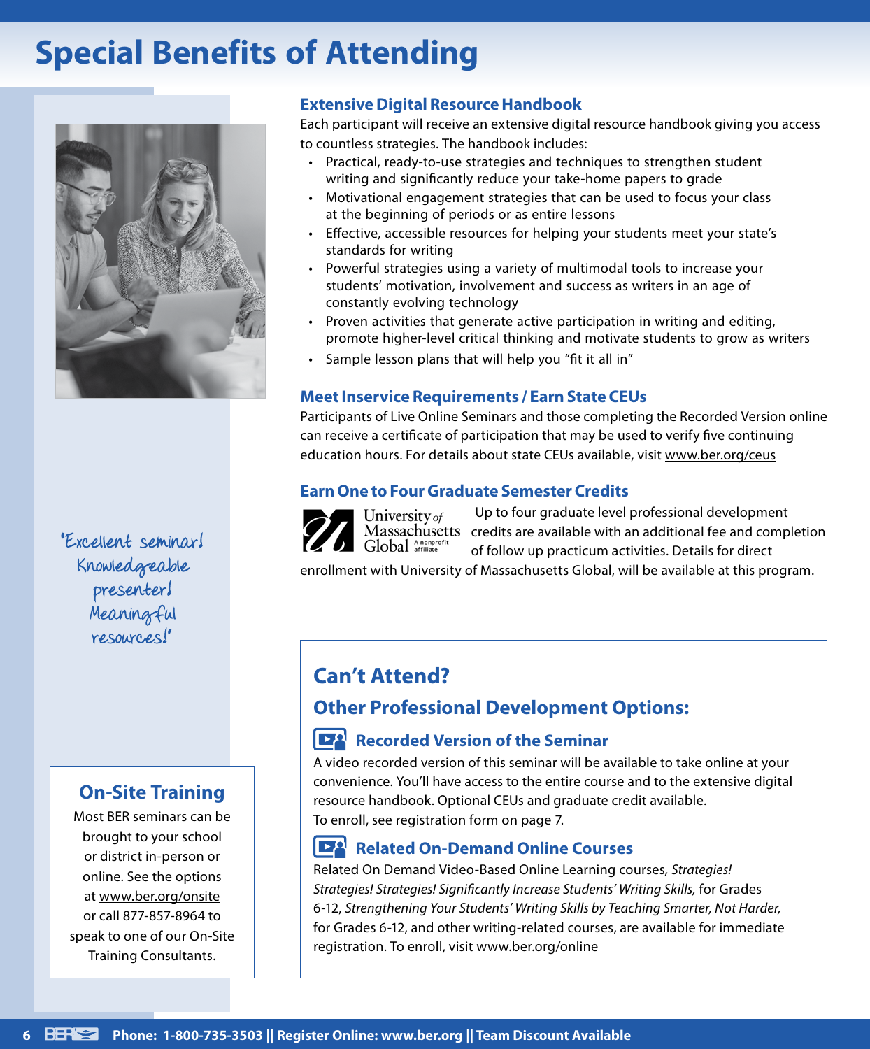# Special Benefits of Attending

"Excellent seminar! Knowledgeable presenter! Meaningful resources!"

## On-Site Training

Most BER seminars can be brought to your school or district in-person or online. See the options at www.ber.org/onsite or call 877-857-8964 to speak to one of our On-Site Training Consultants.

### Extensive Digital Resource Handbook

Each participant will receive an extensive digital resource handbook giving you access to countless strategies. The handbook includes:

- Practical, ready-to-use strategies and techniques to strengthen student writing and significantly reduce your take-home papers to grade
- Motivational engagement strategies that can be used to focus your class at the beginning of periods or as entire lessons
- Effective, accessible resources for helping your students meet your state's standards for writing
- Powerful strategies using a variety of multimodal tools to increase your students' motivation, involvement and success as writers in an age of constantly evolving technology
- Proven activities that generate active participation in writing and editing, promote higher-level critical thinking and motivate students to grow as writers
- Sample lesson plans that will help you "fit it all in"

### Meet Inservice Requirements / Earn State CEUs

Participants of Live Online Seminars and those completing the Recorded Version online can receive a certificate of participation that may be used to verify five continuing education hours. For details about state CEUs available, visit www.ber.org/ceus

### Earn One to Four Graduate Semester Credits

University of Massachusetts Global (A nonprofit affiliate)

Up to four graduate level professional development credits are available with an additional fee and completion of follow up practicum activities. Details for direct enrollment with University of Massachusetts Global, will be available at this program.

## Can't Attend?

## Other Professional Development Options:

### Recorded Version of the Seminar

A video recorded version of this seminar will be available to take online at your convenience. You'll have access to the entire course and to the extensive digital resource handbook. Optional CEUs and graduate credit available.
To enroll, see registration form on page 7.

### Related On-Demand Online Courses

Related On Demand Video-Based Online Learning courses, *Strategies! Strategies! Strategies! Significantly Increase Students' Writing Skills,* for Grades 6-12, *Strengthening Your Students' Writing Skills by Teaching Smarter, Not Harder,* for Grades 6-12, and other writing-related courses, are available for immediate registration. To enroll, visit www.ber.org/online

**Phone: 1-800-735-3503 || Register Online: www.ber.org || Team Discount Available**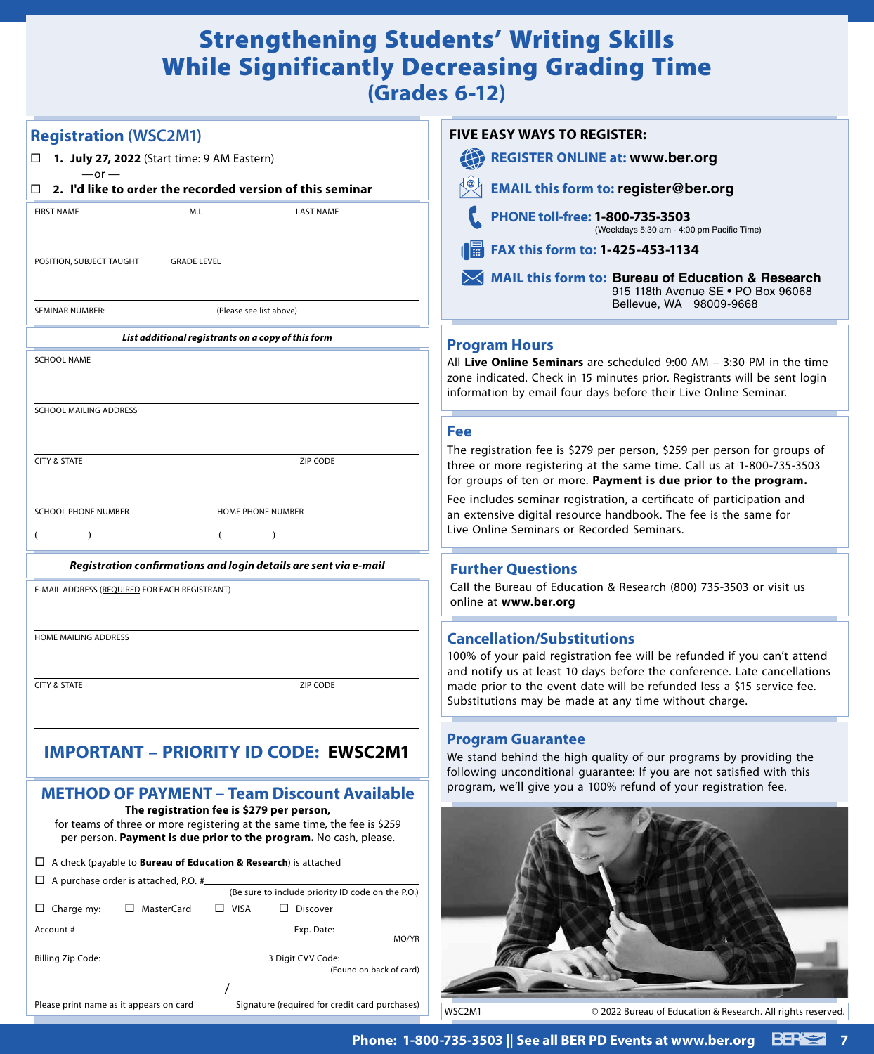# Strengthening Students' Writing Skills While Significantly Decreasing Grading Time
## (Grades 6-12)

## Registration (WSC2M1)

☐ **1. July 27, 2022** (Start time: 9 AM Eastern)

—or —

☐ **2. I'd like to order the recorded version of this seminar**

FIRST NAME | M.I. | LAST NAME

POSITION, SUBJECT TAUGHT | GRADE LEVEL

SEMINAR NUMBER: ____________ (Please see list above)

***List additional registrants on a copy of this form***

SCHOOL NAME

SCHOOL MAILING ADDRESS

CITY & STATE | ZIP CODE

SCHOOL PHONE NUMBER ( ) | HOME PHONE NUMBER ( )

***Registration confirmations and login details are sent via e-mail***

E-MAIL ADDRESS (REQUIRED FOR EACH REGISTRANT)

HOME MAILING ADDRESS

CITY & STATE | ZIP CODE

## IMPORTANT – PRIORITY ID CODE: EWSC2M1

## METHOD OF PAYMENT – Team Discount Available

**The registration fee is $279 per person,** for teams of three or more registering at the same time, the fee is $259 per person. **Payment is due prior to the program.** No cash, please.

☐ A check (payable to **Bureau of Education & Research**) is attached

☐ A purchase order is attached, P.O. # ____________ (Be sure to include priority ID code on the P.O.)

☐ Charge my: ☐ MasterCard ☐ VISA ☐ Discover

Account # ____________ Exp. Date: ______ MO/YR

Billing Zip Code: ____________ 3 Digit CVV Code: ______ (Found on back of card)

Please print name as it appears on card / Signature (required for credit card purchases)

## FIVE EASY WAYS TO REGISTER:

- **REGISTER ONLINE at: www.ber.org**
- **EMAIL this form to: register@ber.org**
- **PHONE toll-free: 1-800-735-3503** (Weekdays 5:30 am - 4:00 pm Pacific Time)
- **FAX this form to: 1-425-453-1134**
- **MAIL this form to: Bureau of Education & Research**
  915 118th Avenue SE • PO Box 96068
  Bellevue, WA 98009-9668

## Program Hours

All **Live Online Seminars** are scheduled 9:00 AM – 3:30 PM in the time zone indicated. Check in 15 minutes prior. Registrants will be sent login information by email four days before their Live Online Seminar.

## Fee

The registration fee is $279 per person, $259 per person for groups of three or more registering at the same time. Call us at 1-800-735-3503 for groups of ten or more. **Payment is due prior to the program.**

Fee includes seminar registration, a certificate of participation and an extensive digital resource handbook. The fee is the same for Live Online Seminars or Recorded Seminars.

## Further Questions

Call the Bureau of Education & Research (800) 735-3503 or visit us online at **www.ber.org**

## Cancellation/Substitutions

100% of your paid registration fee will be refunded if you can't attend and notify us at least 10 days before the conference. Late cancellations made prior to the event date will be refunded less a $15 service fee. Substitutions may be made at any time without charge.

## Program Guarantee

We stand behind the high quality of our programs by providing the following unconditional guarantee: If you are not satisfied with this program, we'll give you a 100% refund of your registration fee.

WSC2M1 © 2022 Bureau of Education & Research. All rights reserved.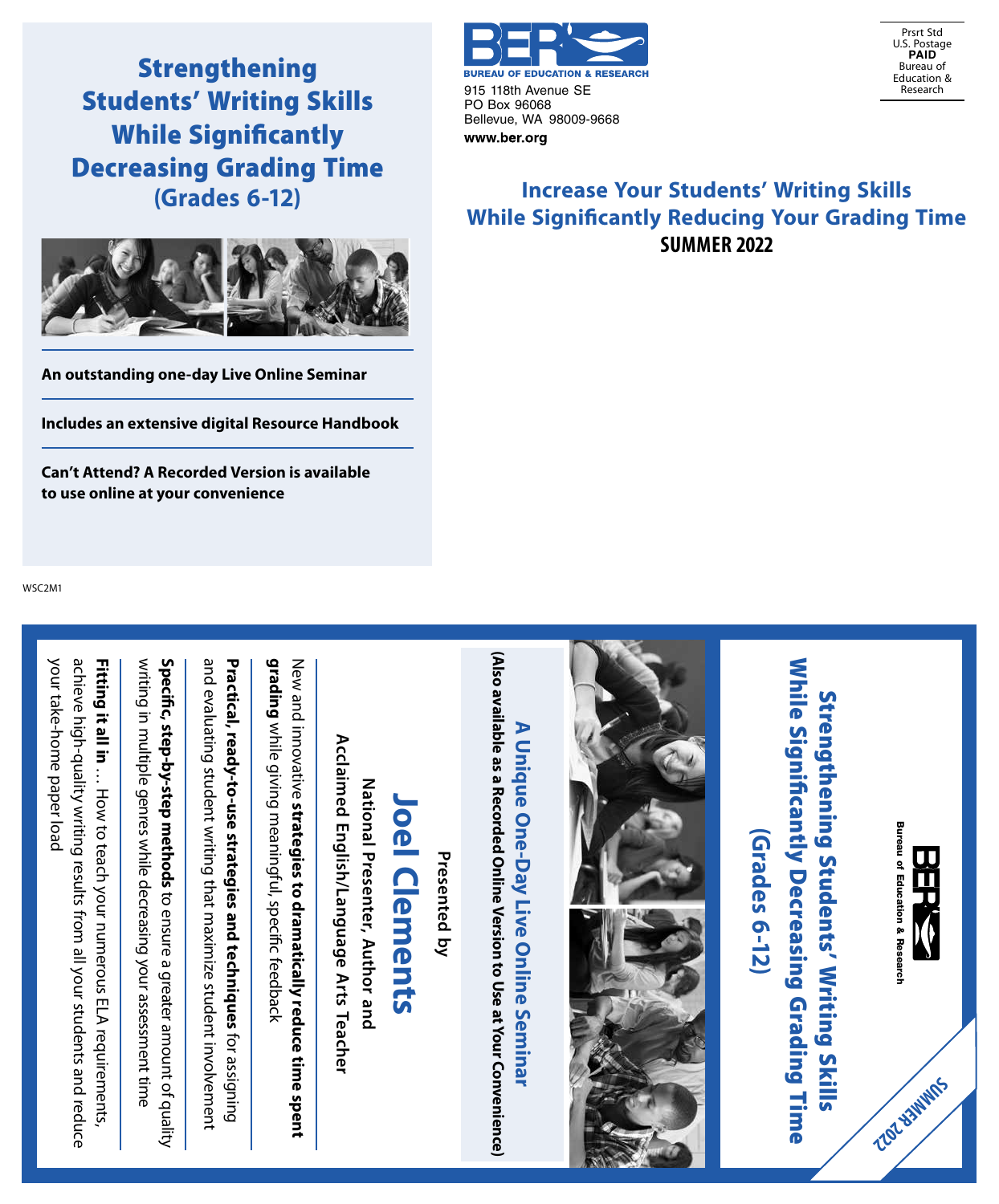# Strengthening Students' Writing Skills While Significantly Decreasing Grading Time (Grades 6-12)

**An outstanding one-day Live Online Seminar**

**Includes an extensive digital Resource Handbook**

**Can't Attend? A Recorded Version is available to use online at your convenience**

WSC2M1

BER BUREAU OF EDUCATION & RESEARCH
915 118th Avenue SE
PO Box 96068
Bellevue, WA 98009-9668
**www.ber.org**

Prsrt Std
U.S. Postage
**PAID**
Bureau of Education & Research

## Increase Your Students' Writing Skills While Significantly Reducing Your Grading Time

**SUMMER 2022**

---

Bureau of Education & Research

SUMMER 2022

## Strengthening Students' Writing Skills While Significantly Decreasing Grading Time (Grades 6-12)

### A Unique One-Day Live Online Seminar

**(Also available as a Recorded Online Version to Use at Your Convenience)**

Presented by

## Joel Clements

**National Presenter, Author and Acclaimed English/Language Arts Teacher**

New and innovative **strategies to dramatically reduce time spent grading** while giving meaningful, specific feedback

**Practical, ready-to-use strategies and techniques** for assigning and evaluating student writing that maximize student involvement

**Specific, step-by-step methods** to ensure a greater amount of quality writing in multiple genres while decreasing your assessment time

**Fitting it all in** … How to teach your numerous ELA requirements, achieve high-quality writing results from all your students and reduce your take-home paper load